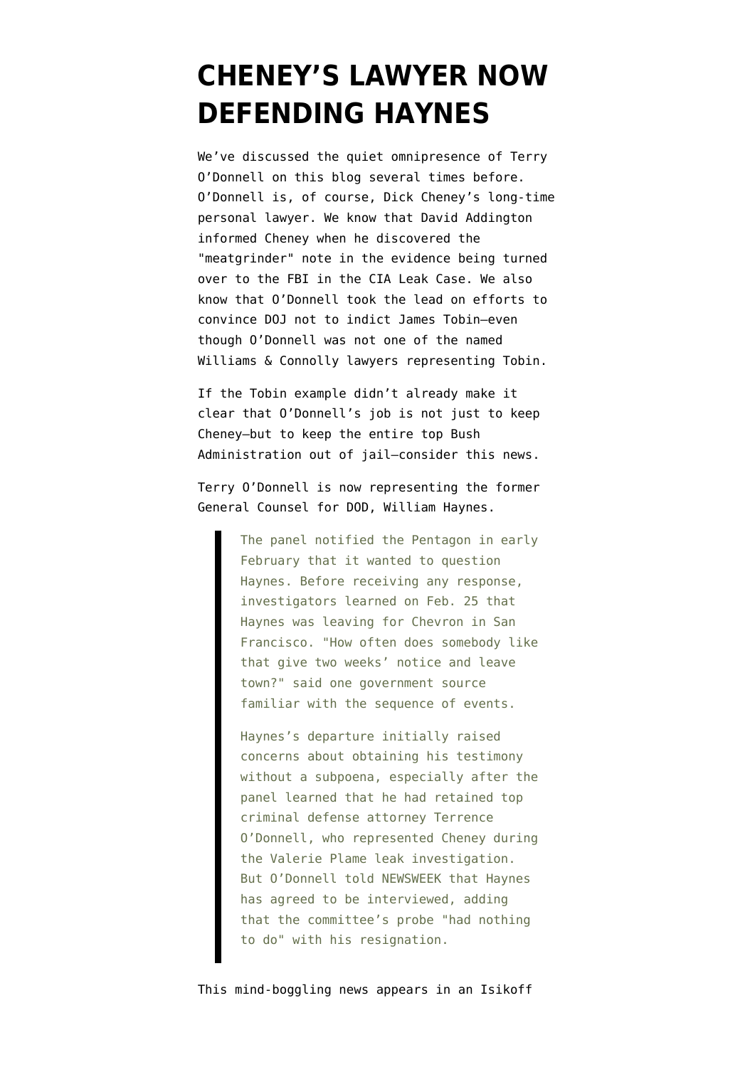# CHENEY'S LAWYER NOW DEFENDING HAYNES

We've discussed the quiet omnipresence of Terry O'Donnell on this blog several times before. O'Donnell is, of course, Dick Cheney's long-time personal lawyer. We know that David Addington informed Cheney when he discovered the "meatgrinder" note in the evidence being turned over to the FBI in the CIA Leak Case. We also know that O'Donnell took the lead on efforts to convince DOJ not to indict James Tobin–even though O'Donnell was not one of the named Williams & Connolly lawyers representing Tobin.

If the Tobin example didn't already make it clear that O'Donnell's job is not just to keep Cheney–but to keep the entire top Bush Administration out of jail–consider this news.

Terry O'Donnell is now representing the former General Counsel for DOD, William Haynes.

> The panel notified the Pentagon in early February that it wanted to question Haynes. Before receiving any response, investigators learned on Feb. 25 that Haynes was leaving for Chevron in San Francisco. "How often does somebody like that give two weeks' notice and leave town?" said one government source familiar with the sequence of events.
>
> Haynes's departure initially raised concerns about obtaining his testimony without a subpoena, especially after the panel learned that he had retained top criminal defense attorney Terrence O'Donnell, who represented Cheney during the Valerie Plame leak investigation. But O'Donnell told NEWSWEEK that Haynes has agreed to be interviewed, adding that the committee's probe "had nothing to do" with his resignation.

This mind-boggling news appears in an Isikoff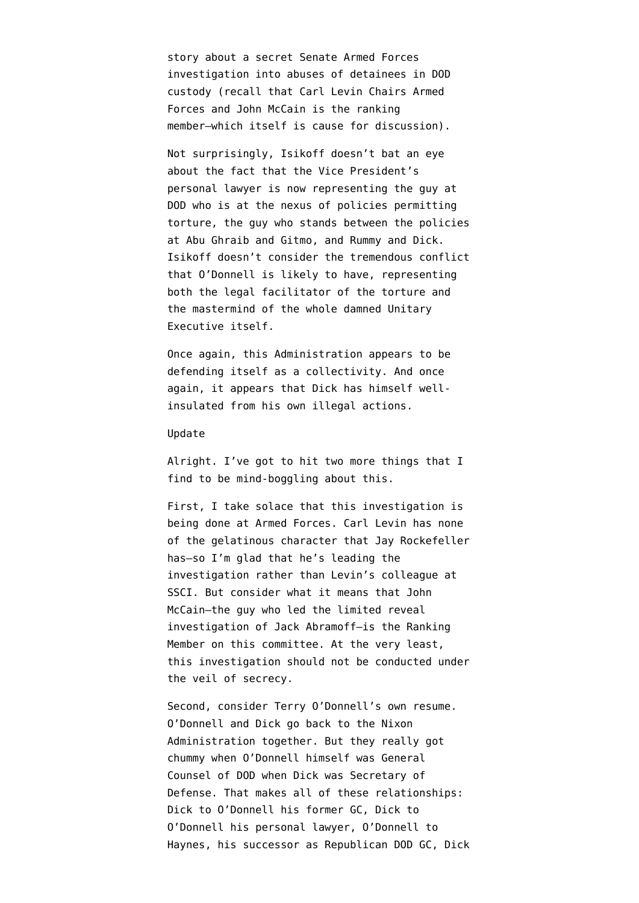story about a secret Senate Armed Forces investigation into abuses of detainees in DOD custody (recall that Carl Levin Chairs Armed Forces and John McCain is the ranking member—which itself is cause for discussion).

Not surprisingly, Isikoff doesn't bat an eye about the fact that the Vice President's personal lawyer is now representing the guy at DOD who is at the nexus of policies permitting torture, the guy who stands between the policies at Abu Ghraib and Gitmo, and Rummy and Dick. Isikoff doesn't consider the tremendous conflict that O'Donnell is likely to have, representing both the legal facilitator of the torture and the mastermind of the whole damned Unitary Executive itself.

Once again, this Administration appears to be defending itself as a collectivity. And once again, it appears that Dick has himself well-insulated from his own illegal actions.

Update

Alright. I've got to hit two more things that I find to be mind-boggling about this.

First, I take solace that this investigation is being done at Armed Forces. Carl Levin has none of the gelatinous character that Jay Rockefeller has—so I'm glad that he's leading the investigation rather than Levin's colleague at SSCI. But consider what it means that John McCain—the guy who led the limited reveal investigation of Jack Abramoff—is the Ranking Member on this committee. At the very least, this investigation should not be conducted under the veil of secrecy.

Second, consider Terry O'Donnell's own resume. O'Donnell and Dick go back to the Nixon Administration together. But they really got chummy when O'Donnell himself was General Counsel of DOD when Dick was Secretary of Defense. That makes all of these relationships: Dick to O'Donnell his former GC, Dick to O'Donnell his personal lawyer, O'Donnell to Haynes, his successor as Republican DOD GC, Dick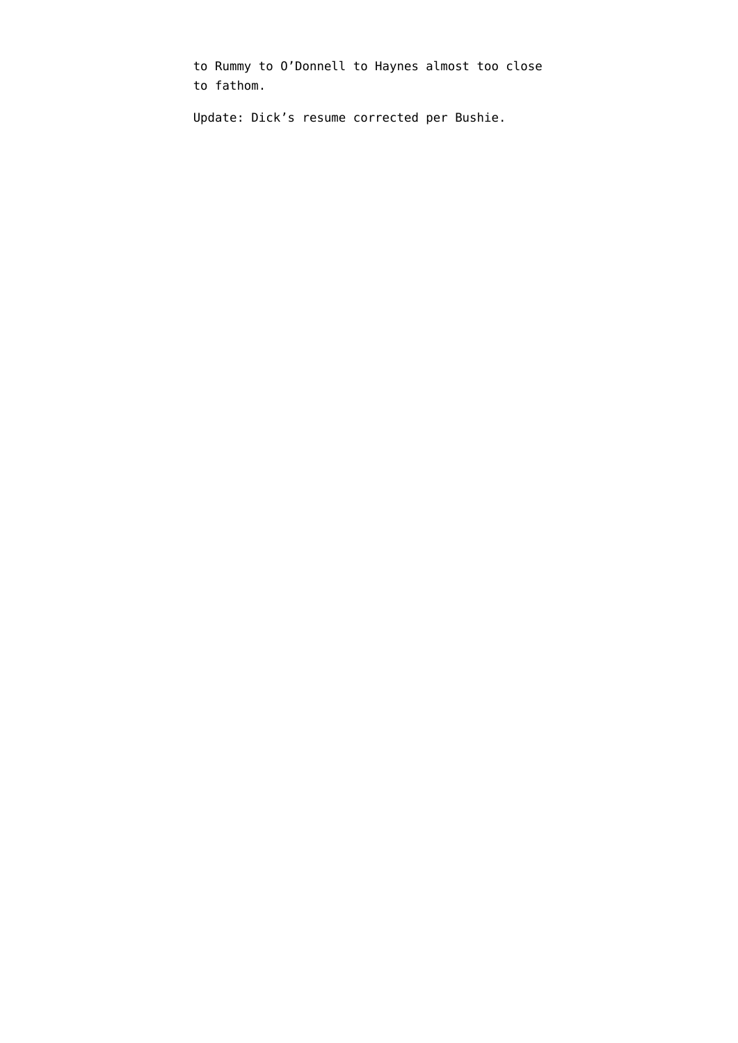to Rummy to O'Donnell to Haynes almost too close to fathom.

Update: Dick's resume corrected per Bushie.